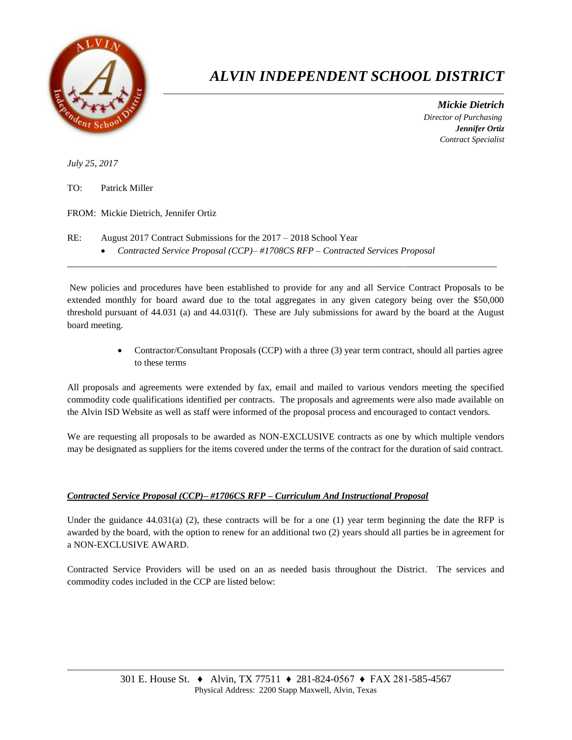# *ALVIN INDEPENDENT SCHOOL DISTRICT*

***Mickie Dietrich***
*Director of Purchasing*
***Jennifer Ortiz***
*Contract Specialist*

*July 25, 2017*

TO: Patrick Miller

FROM: Mickie Dietrich, Jennifer Ortiz

RE: August 2017 Contract Submissions for the 2017 – 2018 School Year

- *Contracted Service Proposal (CCP)– #1708CS RFP – Contracted Services Proposal*

---

New policies and procedures have been established to provide for any and all Service Contract Proposals to be extended monthly for board award due to the total aggregates in any given category being over the $50,000 threshold pursuant of 44.031 (a) and 44.031(f). These are July submissions for award by the board at the August board meeting.

- Contractor/Consultant Proposals (CCP) with a three (3) year term contract, should all parties agree to these terms

All proposals and agreements were extended by fax, email and mailed to various vendors meeting the specified commodity code qualifications identified per contracts. The proposals and agreements were also made available on the Alvin ISD Website as well as staff were informed of the proposal process and encouraged to contact vendors.

We are requesting all proposals to be awarded as NON-EXCLUSIVE contracts as one by which multiple vendors may be designated as suppliers for the items covered under the terms of the contract for the duration of said contract.

***Contracted Service Proposal (CCP)– #1706CS RFP – Curriculum And Instructional Proposal***

Under the guidance 44.031(a) (2), these contracts will be for a one (1) year term beginning the date the RFP is awarded by the board, with the option to renew for an additional two (2) years should all parties be in agreement for a NON-EXCLUSIVE AWARD.

Contracted Service Providers will be used on an as needed basis throughout the District. The services and commodity codes included in the CCP are listed below:

301 E. House St. ♦ Alvin, TX 77511 ♦ 281-824-0567 ♦ FAX 281-585-4567
Physical Address: 2200 Stapp Maxwell, Alvin, Texas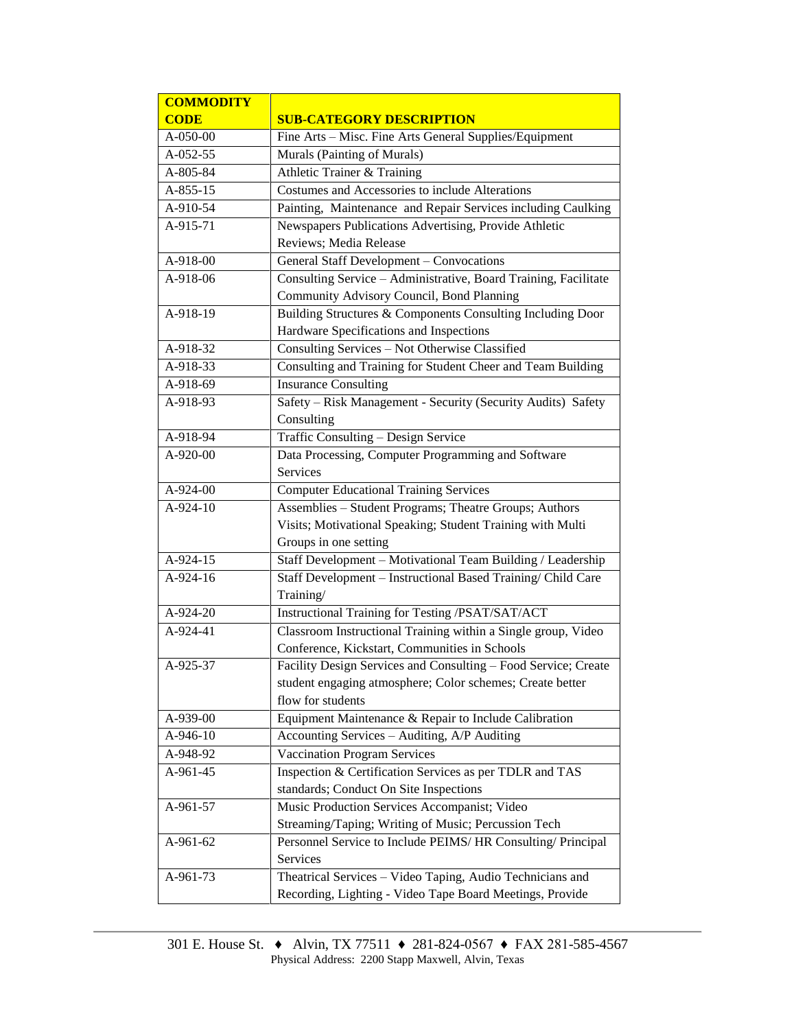| COMMODITY CODE | SUB-CATEGORY DESCRIPTION |
|---|---|
| A-050-00 | Fine Arts – Misc. Fine Arts General Supplies/Equipment |
| A-052-55 | Murals (Painting of Murals) |
| A-805-84 | Athletic Trainer & Training |
| A-855-15 | Costumes and Accessories to include Alterations |
| A-910-54 | Painting, Maintenance and Repair Services including Caulking |
| A-915-71 | Newspapers Publications Advertising, Provide Athletic Reviews; Media Release |
| A-918-00 | General Staff Development – Convocations |
| A-918-06 | Consulting Service – Administrative, Board Training, Facilitate Community Advisory Council, Bond Planning |
| A-918-19 | Building Structures & Components Consulting Including Door Hardware Specifications and Inspections |
| A-918-32 | Consulting Services – Not Otherwise Classified |
| A-918-33 | Consulting and Training for Student Cheer and Team Building |
| A-918-69 | Insurance Consulting |
| A-918-93 | Safety – Risk Management - Security (Security Audits) Safety Consulting |
| A-918-94 | Traffic Consulting – Design Service |
| A-920-00 | Data Processing, Computer Programming and Software Services |
| A-924-00 | Computer Educational Training Services |
| A-924-10 | Assemblies – Student Programs; Theatre Groups; Authors Visits; Motivational Speaking; Student Training with Multi Groups in one setting |
| A-924-15 | Staff Development – Motivational Team Building / Leadership |
| A-924-16 | Staff Development – Instructional Based Training/ Child Care Training/ |
| A-924-20 | Instructional Training for Testing /PSAT/SAT/ACT |
| A-924-41 | Classroom Instructional Training within a Single group, Video Conference, Kickstart, Communities in Schools |
| A-925-37 | Facility Design Services and Consulting – Food Service; Create student engaging atmosphere; Color schemes; Create better flow for students |
| A-939-00 | Equipment Maintenance & Repair to Include Calibration |
| A-946-10 | Accounting Services – Auditing, A/P Auditing |
| A-948-92 | Vaccination Program Services |
| A-961-45 | Inspection & Certification Services as per TDLR and TAS standards; Conduct On Site Inspections |
| A-961-57 | Music Production Services Accompanist; Video Streaming/Taping; Writing of Music; Percussion Tech |
| A-961-62 | Personnel Service to Include PEIMS/ HR Consulting/ Principal Services |
| A-961-73 | Theatrical Services – Video Taping, Audio Technicians and Recording, Lighting - Video Tape Board Meetings, Provide |

301 E. House St. ♦ Alvin, TX 77511 ♦ 281-824-0567 ♦ FAX 281-585-4567
Physical Address: 2200 Stapp Maxwell, Alvin, Texas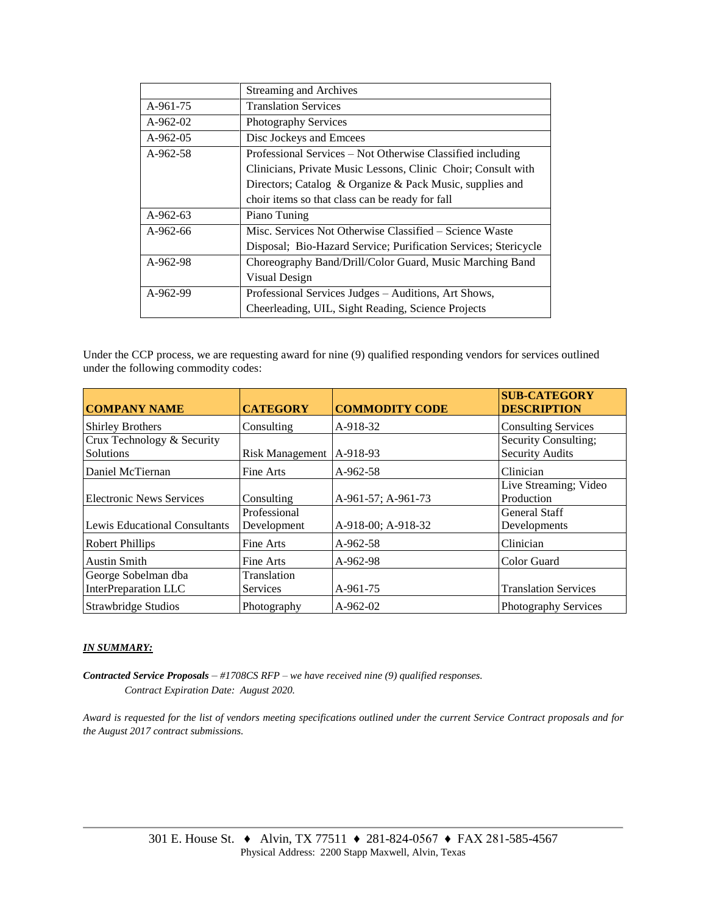| | |
|---|---|
| | Streaming and Archives |
| A-961-75 | Translation Services |
| A-962-02 | Photography Services |
| A-962-05 | Disc Jockeys and Emcees |
| A-962-58 | Professional Services – Not Otherwise Classified including Clinicians, Private Music Lessons, Clinic Choir; Consult with Directors; Catalog & Organize & Pack Music, supplies and choir items so that class can be ready for fall |
| A-962-63 | Piano Tuning |
| A-962-66 | Misc. Services Not Otherwise Classified – Science Waste Disposal; Bio-Hazard Service; Purification Services; Stericycle |
| A-962-98 | Choreography Band/Drill/Color Guard, Music Marching Band Visual Design |
| A-962-99 | Professional Services Judges – Auditions, Art Shows, Cheerleading, UIL, Sight Reading, Science Projects |

Under the CCP process, we are requesting award for nine (9) qualified responding vendors for services outlined under the following commodity codes:

| COMPANY NAME | CATEGORY | COMMODITY CODE | SUB-CATEGORY DESCRIPTION |
|---|---|---|---|
| Shirley Brothers | Consulting | A-918-32 | Consulting Services |
| Crux Technology & Security Solutions | Risk Management | A-918-93 | Security Consulting; Security Audits |
| Daniel McTiernan | Fine Arts | A-962-58 | Clinician |
| Electronic News Services | Consulting | A-961-57; A-961-73 | Live Streaming; Video Production |
| Lewis Educational Consultants | Professional Development | A-918-00; A-918-32 | General Staff Developments |
| Robert Phillips | Fine Arts | A-962-58 | Clinician |
| Austin Smith | Fine Arts | A-962-98 | Color Guard |
| George Sobelman dba InterPreparation LLC | Translation Services | A-961-75 | Translation Services |
| Strawbridge Studios | Photography | A-962-02 | Photography Services |

***IN SUMMARY:***

***Contracted Service Proposals** – #1708CS RFP – we have received nine (9) qualified responses.*
*Contract Expiration Date: August 2020.*

*Award is requested for the list of vendors meeting specifications outlined under the current Service Contract proposals and for the August 2017 contract submissions.*